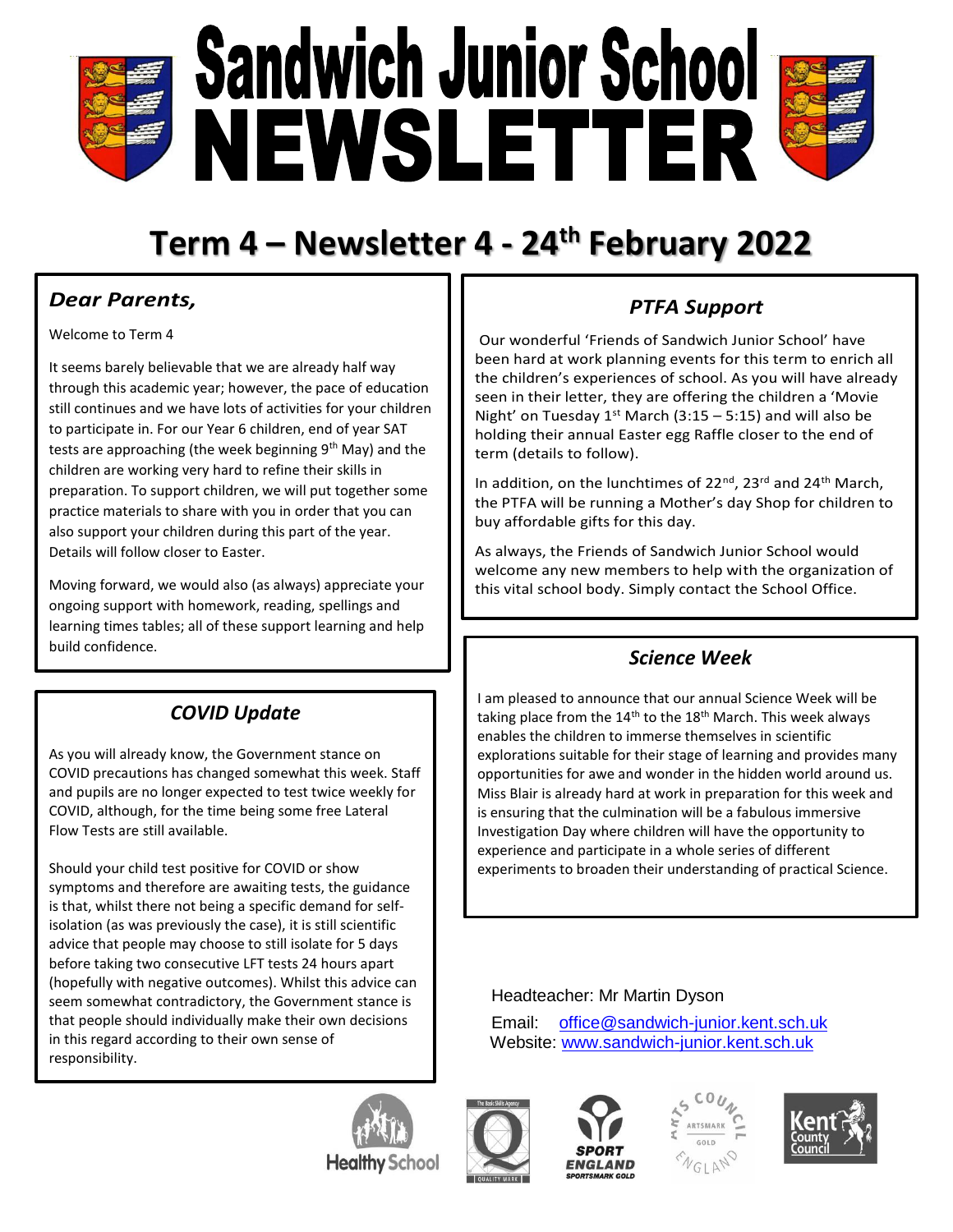# Sandwich Junior School NEWSLETTER

## Term 4 – Newsletter 4 - 24th February 2022

### *Dear Parents,*

Welcome to Term 4

It seems barely believable that we are already half way through this academic year; however, the pace of education still continues and we have lots of activities for your children to participate in. For our Year 6 children, end of year SAT tests are approaching (the week beginning 9th May) and the children are working very hard to refine their skills in preparation. To support children, we will put together some practice materials to share with you in order that you can also support your children during this part of the year. Details will follow closer to Easter.

Moving forward, we would also (as always) appreciate your ongoing support with homework, reading, spellings and learning times tables; all of these support learning and help build confidence.

### *COVID Update*

As you will already know, the Government stance on COVID precautions has changed somewhat this week. Staff and pupils are no longer expected to test twice weekly for COVID, although, for the time being some free Lateral Flow Tests are still available.

Should your child test positive for COVID or show symptoms and therefore are awaiting tests, the guidance is that, whilst there not being a specific demand for self-isolation (as was previously the case), it is still scientific advice that people may choose to still isolate for 5 days before taking two consecutive LFT tests 24 hours apart (hopefully with negative outcomes). Whilst this advice can seem somewhat contradictory, the Government stance is that people should individually make their own decisions in this regard according to their own sense of responsibility.

### *PTFA Support*

Our wonderful 'Friends of Sandwich Junior School' have been hard at work planning events for this term to enrich all the children's experiences of school. As you will have already seen in their letter, they are offering the children a 'Movie Night' on Tuesday 1st March (3:15 – 5:15) and will also be holding their annual Easter egg Raffle closer to the end of term (details to follow).

In addition, on the lunchtimes of 22nd, 23rd and 24th March, the PTFA will be running a Mother's day Shop for children to buy affordable gifts for this day.

As always, the Friends of Sandwich Junior School would welcome any new members to help with the organization of this vital school body. Simply contact the School Office.

### *Science Week*

I am pleased to announce that our annual Science Week will be taking place from the 14th to the 18th March. This week always enables the children to immerse themselves in scientific explorations suitable for their stage of learning and provides many opportunities for awe and wonder in the hidden world around us. Miss Blair is already hard at work in preparation for this week and is ensuring that the culmination will be a fabulous immersive Investigation Day where children will have the opportunity to experience and participate in a whole series of different experiments to broaden their understanding of practical Science.

Headteacher: Mr Martin Dyson

Email: office@sandwich-junior.kent.sch.uk

Website: www.sandwich-junior.kent.sch.uk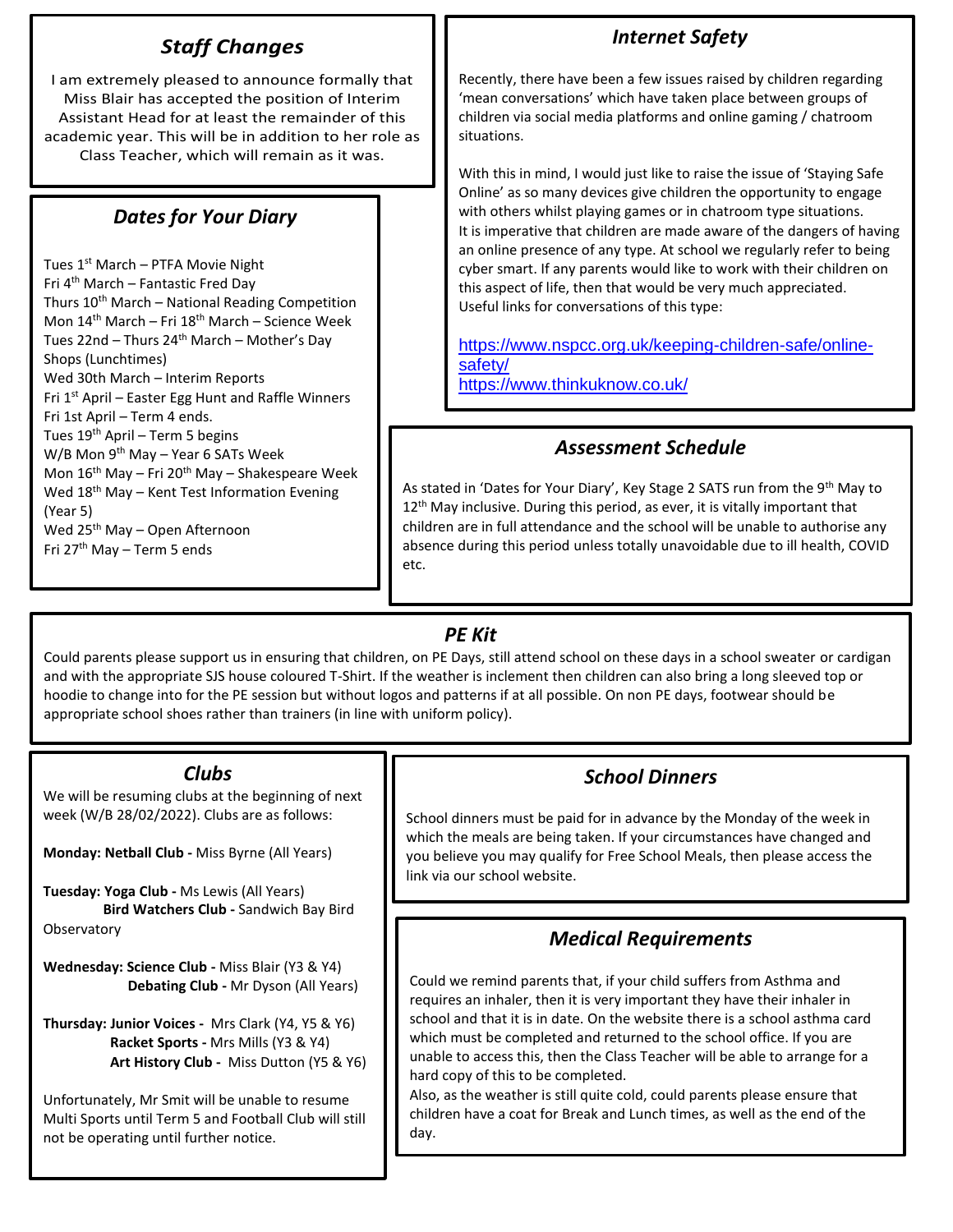## Staff Changes

I am extremely pleased to announce formally that Miss Blair has accepted the position of Interim Assistant Head for at least the remainder of this academic year. This will be in addition to her role as Class Teacher, which will remain as it was.

## Dates for Your Diary

Tues 1st March – PTFA Movie Night
Fri 4th March – Fantastic Fred Day
Thurs 10th March – National Reading Competition
Mon 14th March – Fri 18th March – Science Week
Tues 22nd – Thurs 24th March – Mother's Day Shops (Lunchtimes)
Wed 30th March – Interim Reports
Fri 1st April – Easter Egg Hunt and Raffle Winners
Fri 1st April – Term 4 ends.
Tues 19th April – Term 5 begins
W/B Mon 9th May – Year 6 SATs Week
Mon 16th May – Fri 20th May – Shakespeare Week
Wed 18th May – Kent Test Information Evening (Year 5)
Wed 25th May – Open Afternoon
Fri 27th May – Term 5 ends

## Internet Safety

Recently, there have been a few issues raised by children regarding 'mean conversations' which have taken place between groups of children via social media platforms and online gaming / chatroom situations.

With this in mind, I would just like to raise the issue of 'Staying Safe Online' as so many devices give children the opportunity to engage with others whilst playing games or in chatroom type situations.
It is imperative that children are made aware of the dangers of having an online presence of any type. At school we regularly refer to being cyber smart. If any parents would like to work with their children on this aspect of life, then that would be very much appreciated.
Useful links for conversations of this type:

https://www.nspcc.org.uk/keeping-children-safe/online-safety/
https://www.thinkuknow.co.uk/

## Assessment Schedule

As stated in 'Dates for Your Diary', Key Stage 2 SATS run from the 9th May to 12th May inclusive. During this period, as ever, it is vitally important that children are in full attendance and the school will be unable to authorise any absence during this period unless totally unavoidable due to ill health, COVID etc.

## PE Kit

Could parents please support us in ensuring that children, on PE Days, still attend school on these days in a school sweater or cardigan and with the appropriate SJS house coloured T-Shirt. If the weather is inclement then children can also bring a long sleeved top or hoodie to change into for the PE session but without logos and patterns if at all possible. On non PE days, footwear should be appropriate school shoes rather than trainers (in line with uniform policy).

## Clubs

We will be resuming clubs at the beginning of next week (W/B 28/02/2022). Clubs are as follows:

**Monday: Netball Club -** Miss Byrne (All Years)

**Tuesday: Yoga Club -** Ms Lewis (All Years)
**Bird Watchers Club -** Sandwich Bay Bird Observatory

**Wednesday: Science Club -** Miss Blair (Y3 & Y4)
**Debating Club -** Mr Dyson (All Years)

**Thursday: Junior Voices -** Mrs Clark (Y4, Y5 & Y6)
**Racket Sports -** Mrs Mills (Y3 & Y4)
**Art History Club -** Miss Dutton (Y5 & Y6)

Unfortunately, Mr Smit will be unable to resume Multi Sports until Term 5 and Football Club will still not be operating until further notice.

## School Dinners

School dinners must be paid for in advance by the Monday of the week in which the meals are being taken. If your circumstances have changed and you believe you may qualify for Free School Meals, then please access the link via our school website.

## Medical Requirements

Could we remind parents that, if your child suffers from Asthma and requires an inhaler, then it is very important they have their inhaler in school and that it is in date. On the website there is a school asthma card which must be completed and returned to the school office. If you are unable to access this, then the Class Teacher will be able to arrange for a hard copy of this to be completed.
Also, as the weather is still quite cold, could parents please ensure that children have a coat for Break and Lunch times, as well as the end of the day.